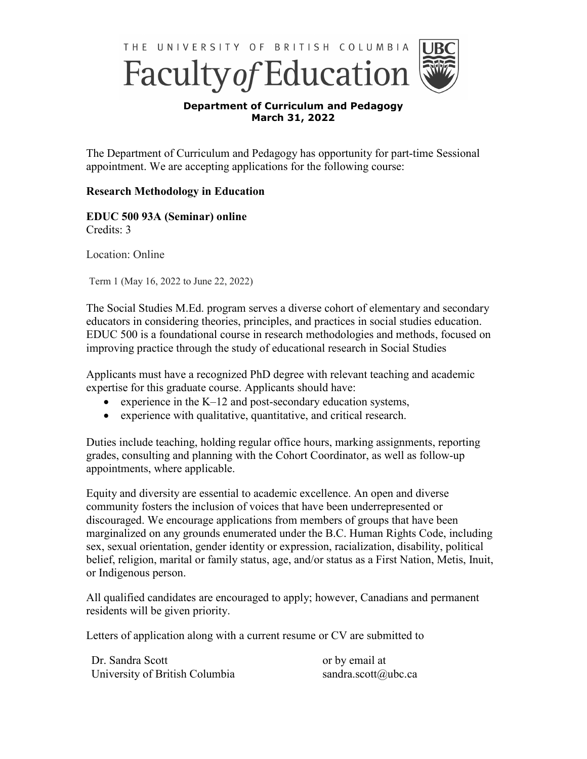THE UNIVERSITY OF BRITISH COLUMBIA

# Faculty of Education

**Department of Curriculum and Pedagogy**
**March 31, 2022**

The Department of Curriculum and Pedagogy has opportunity for part-time Sessional appointment. We are accepting applications for the following course:

**Research Methodology in Education**

**EDUC 500 93A (Seminar) online**
Credits: 3

Location: Online

Term 1 (May 16, 2022 to June 22, 2022)

The Social Studies M.Ed. program serves a diverse cohort of elementary and secondary educators in considering theories, principles, and practices in social studies education. EDUC 500 is a foundational course in research methodologies and methods, focused on improving practice through the study of educational research in Social Studies

Applicants must have a recognized PhD degree with relevant teaching and academic expertise for this graduate course. Applicants should have:

- experience in the K–12 and post-secondary education systems,
- experience with qualitative, quantitative, and critical research.

Duties include teaching, holding regular office hours, marking assignments, reporting grades, consulting and planning with the Cohort Coordinator, as well as follow-up appointments, where applicable.

Equity and diversity are essential to academic excellence. An open and diverse community fosters the inclusion of voices that have been underrepresented or discouraged. We encourage applications from members of groups that have been marginalized on any grounds enumerated under the B.C. Human Rights Code, including sex, sexual orientation, gender identity or expression, racialization, disability, political belief, religion, marital or family status, age, and/or status as a First Nation, Metis, Inuit, or Indigenous person.

All qualified candidates are encouraged to apply; however, Canadians and permanent residents will be given priority.

Letters of application along with a current resume or CV are submitted to

Dr. Sandra Scott
University of British Columbia

or by email at
sandra.scott@ubc.ca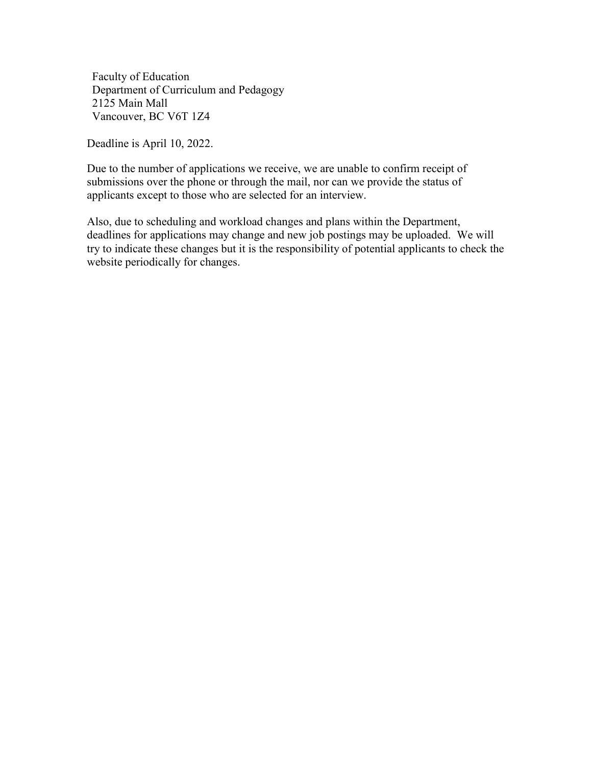Faculty of Education
Department of Curriculum and Pedagogy
2125 Main Mall
Vancouver, BC V6T 1Z4

Deadline is April 10, 2022.

Due to the number of applications we receive, we are unable to confirm receipt of submissions over the phone or through the mail, nor can we provide the status of applicants except to those who are selected for an interview.

Also, due to scheduling and workload changes and plans within the Department, deadlines for applications may change and new job postings may be uploaded. We will try to indicate these changes but it is the responsibility of potential applicants to check the website periodically for changes.